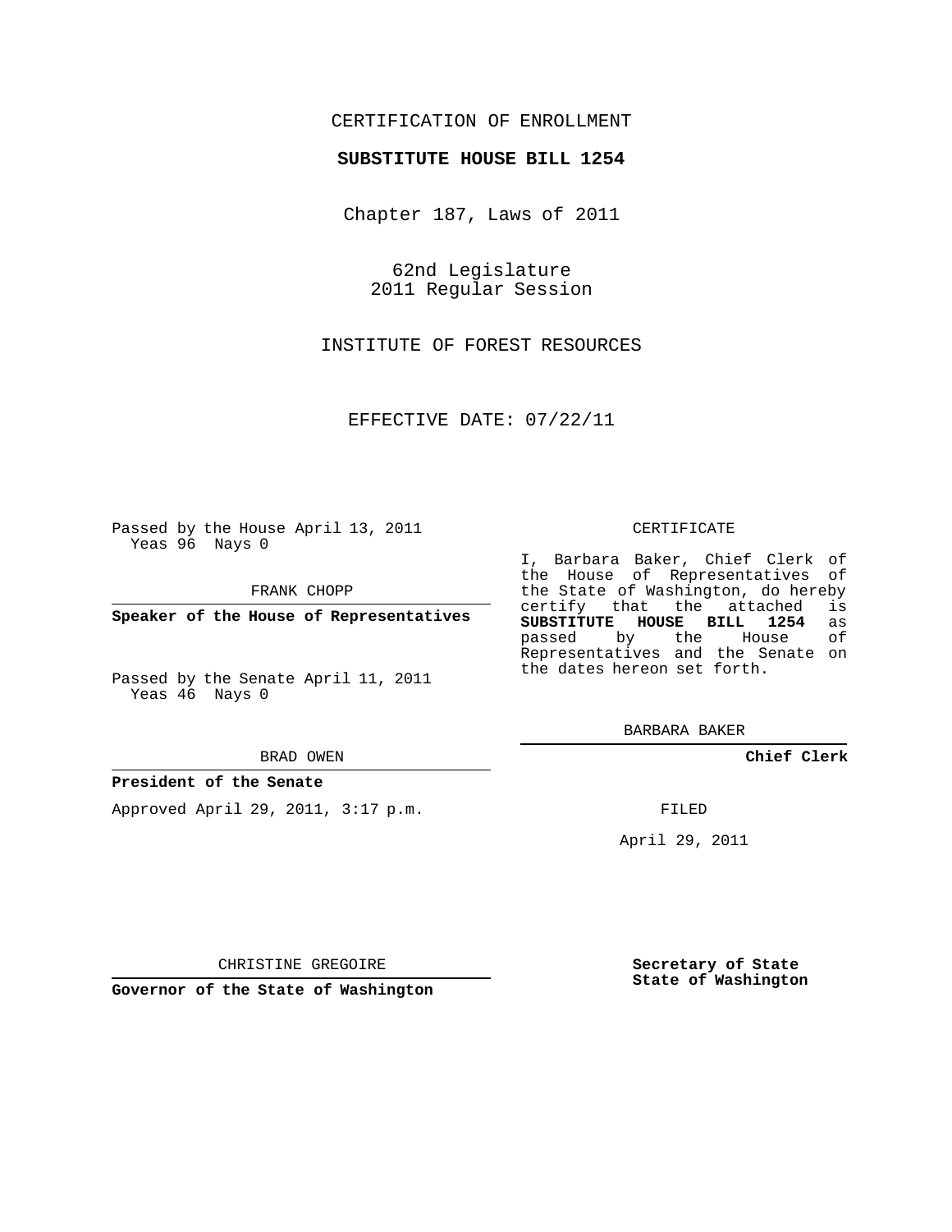CERTIFICATION OF ENROLLMENT

**SUBSTITUTE HOUSE BILL 1254**

Chapter 187, Laws of 2011

62nd Legislature
2011 Regular Session

INSTITUTE OF FOREST RESOURCES

EFFECTIVE DATE: 07/22/11

Passed by the House April 13, 2011
Yeas 96 Nays 0

FRANK CHOPP

**Speaker of the House of Representatives**

Passed by the Senate April 11, 2011
Yeas 46 Nays 0

BRAD OWEN

**President of the Senate**

Approved April 29, 2011, 3:17 p.m.

CHRISTINE GREGOIRE

**Governor of the State of Washington**

CERTIFICATE

I, Barbara Baker, Chief Clerk of the House of Representatives of the State of Washington, do hereby certify that the attached is **SUBSTITUTE HOUSE BILL 1254** as passed by the House of Representatives and the Senate on the dates hereon set forth.

BARBARA BAKER

**Chief Clerk**

FILED

April 29, 2011

**Secretary of State**
**State of Washington**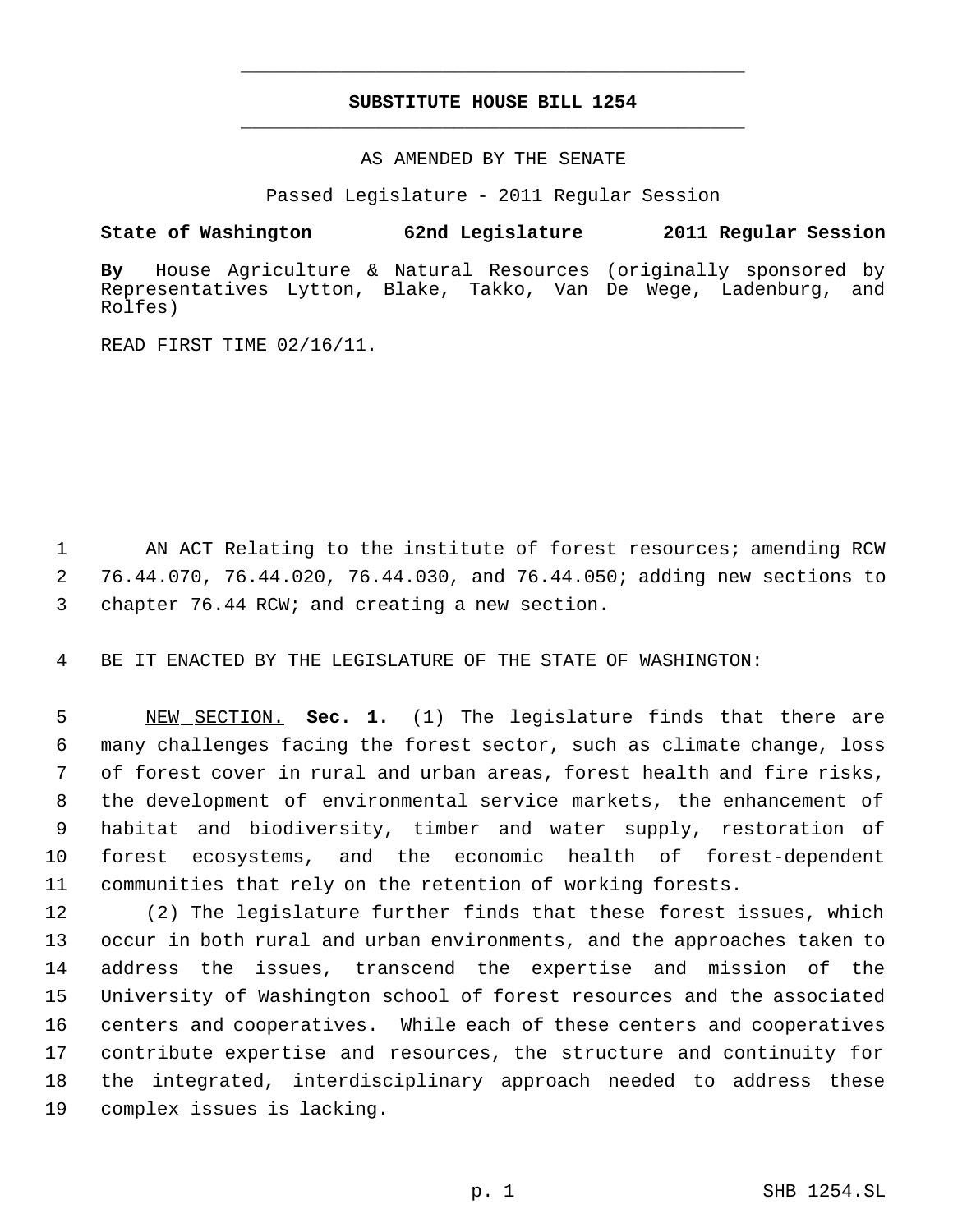# SUBSTITUTE HOUSE BILL 1254

AS AMENDED BY THE SENATE

Passed Legislature - 2011 Regular Session

**State of Washington 62nd Legislature 2011 Regular Session**

**By** House Agriculture & Natural Resources (originally sponsored by Representatives Lytton, Blake, Takko, Van De Wege, Ladenburg, and Rolfes)

READ FIRST TIME 02/16/11.

AN ACT Relating to the institute of forest resources; amending RCW 76.44.070, 76.44.020, 76.44.030, and 76.44.050; adding new sections to chapter 76.44 RCW; and creating a new section.

BE IT ENACTED BY THE LEGISLATURE OF THE STATE OF WASHINGTON:

NEW SECTION. **Sec. 1.** (1) The legislature finds that there are many challenges facing the forest sector, such as climate change, loss of forest cover in rural and urban areas, forest health and fire risks, the development of environmental service markets, the enhancement of habitat and biodiversity, timber and water supply, restoration of forest ecosystems, and the economic health of forest-dependent communities that rely on the retention of working forests.

(2) The legislature further finds that these forest issues, which occur in both rural and urban environments, and the approaches taken to address the issues, transcend the expertise and mission of the University of Washington school of forest resources and the associated centers and cooperatives. While each of these centers and cooperatives contribute expertise and resources, the structure and continuity for the integrated, interdisciplinary approach needed to address these complex issues is lacking.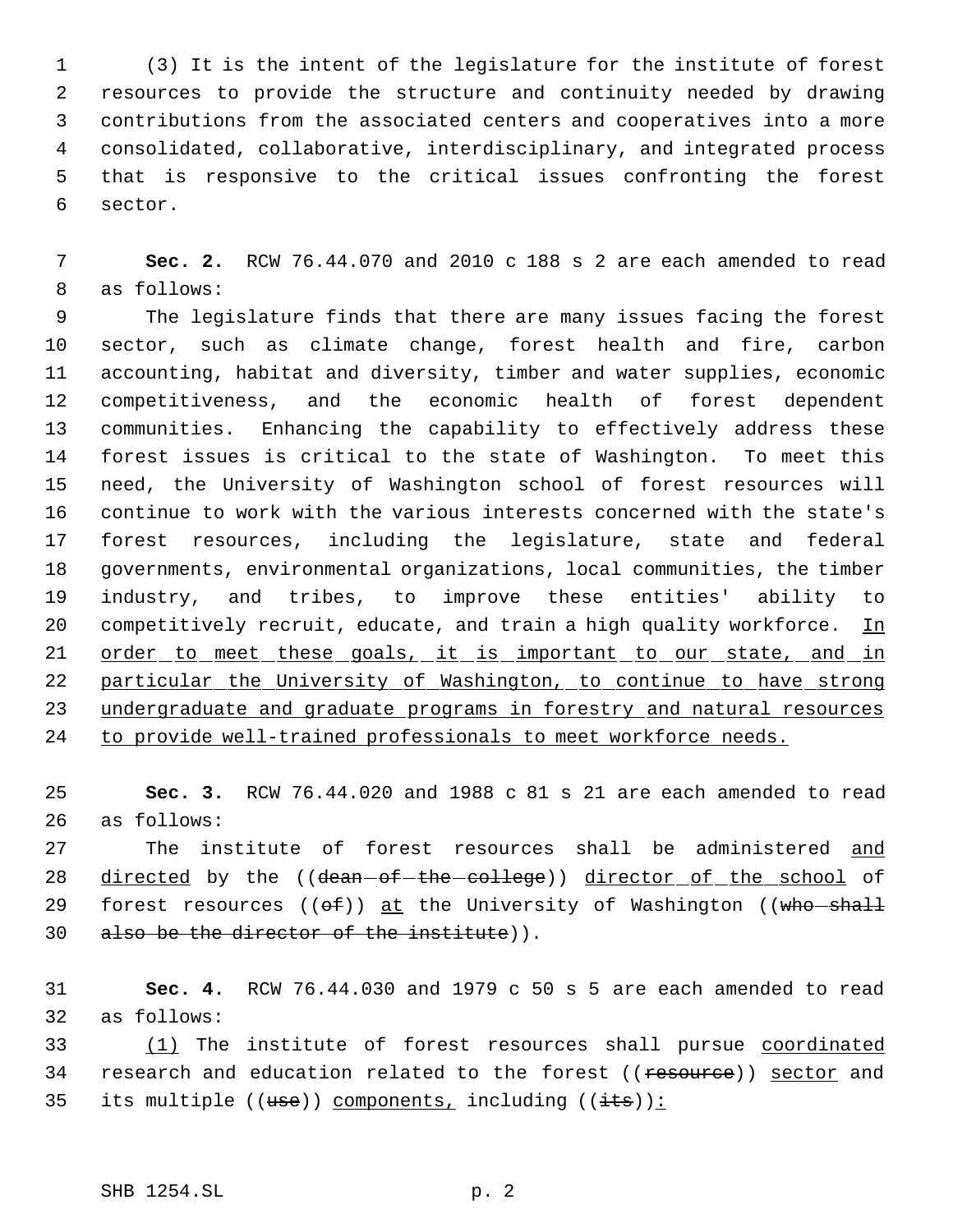(3) It is the intent of the legislature for the institute of forest resources to provide the structure and continuity needed by drawing contributions from the associated centers and cooperatives into a more consolidated, collaborative, interdisciplinary, and integrated process that is responsive to the critical issues confronting the forest sector.

**Sec. 2.** RCW 76.44.070 and 2010 c 188 s 2 are each amended to read as follows:

The legislature finds that there are many issues facing the forest sector, such as climate change, forest health and fire, carbon accounting, habitat and diversity, timber and water supplies, economic competitiveness, and the economic health of forest dependent communities. Enhancing the capability to effectively address these forest issues is critical to the state of Washington. To meet this need, the University of Washington school of forest resources will continue to work with the various interests concerned with the state's forest resources, including the legislature, state and federal governments, environmental organizations, local communities, the timber industry, and tribes, to improve these entities' ability to competitively recruit, educate, and train a high quality workforce. <u>In order to meet these goals, it is important to our state, and in particular the University of Washington, to continue to have strong undergraduate and graduate programs in forestry and natural resources to provide well-trained professionals to meet workforce needs.</u>

**Sec. 3.** RCW 76.44.020 and 1988 c 81 s 21 are each amended to read as follows:

The institute of forest resources shall be administered <u>and directed</u> by the ((~~dean of the college~~)) <u>director of the school</u> of forest resources ((~~of~~)) <u>at</u> the University of Washington ((~~who shall also be the director of the institute~~)).

**Sec. 4.** RCW 76.44.030 and 1979 c 50 s 5 are each amended to read as follows:

<u>(1)</u> The institute of forest resources shall pursue <u>coordinated</u> research and education related to the forest ((~~resource~~)) <u>sector</u> and its multiple ((~~use~~)) <u>components,</u> including ((~~its~~))<u>:</u>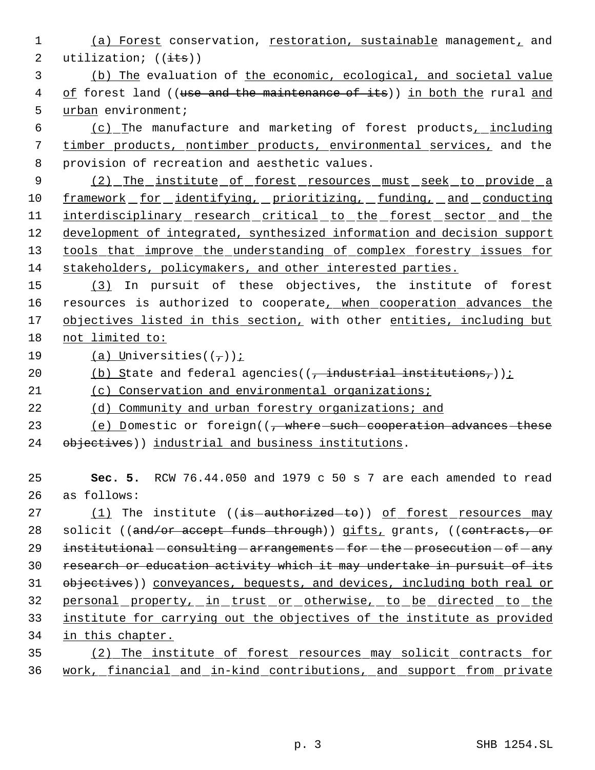(a) Forest conservation, restoration, sustainable management, and utilization; ((its))

(b) The evaluation of the economic, ecological, and societal value of forest land ((use and the maintenance of its)) in both the rural and urban environment;

(c) The manufacture and marketing of forest products, including timber products, nontimber products, environmental services, and the provision of recreation and aesthetic values.

(2) The institute of forest resources must seek to provide a framework for identifying, prioritizing, funding, and conducting interdisciplinary research critical to the forest sector and the development of integrated, synthesized information and decision support tools that improve the understanding of complex forestry issues for stakeholders, policymakers, and other interested parties.

(3) In pursuit of these objectives, the institute of forest resources is authorized to cooperate, when cooperation advances the objectives listed in this section, with other entities, including but not limited to:

(a) Universities((,));

(b) State and federal agencies((, industrial institutions,));

(c) Conservation and environmental organizations;

(d) Community and urban forestry organizations; and

(e) Domestic or foreign((, where such cooperation advances these objectives)) industrial and business institutions.

**Sec. 5.** RCW 76.44.050 and 1979 c 50 s 7 are each amended to read as follows:

(1) The institute ((is authorized to)) of forest resources may solicit ((and/or accept funds through)) gifts, grants, ((contracts, or institutional consulting arrangements for the prosecution of any research or education activity which it may undertake in pursuit of its objectives)) conveyances, bequests, and devices, including both real or personal property, in trust or otherwise, to be directed to the institute for carrying out the objectives of the institute as provided in this chapter.

(2) The institute of forest resources may solicit contracts for work, financial and in-kind contributions, and support from private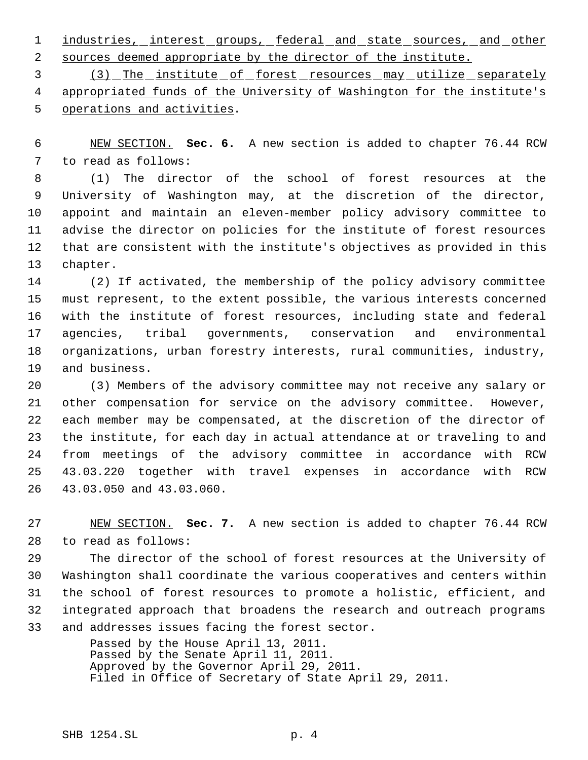industries, interest groups, federal and state sources, and other sources deemed appropriate by the director of the institute.

(3) The institute of forest resources may utilize separately appropriated funds of the University of Washington for the institute's operations and activities.

NEW SECTION. **Sec. 6.** A new section is added to chapter 76.44 RCW to read as follows:

(1) The director of the school of forest resources at the University of Washington may, at the discretion of the director, appoint and maintain an eleven-member policy advisory committee to advise the director on policies for the institute of forest resources that are consistent with the institute's objectives as provided in this chapter.

(2) If activated, the membership of the policy advisory committee must represent, to the extent possible, the various interests concerned with the institute of forest resources, including state and federal agencies, tribal governments, conservation and environmental organizations, urban forestry interests, rural communities, industry, and business.

(3) Members of the advisory committee may not receive any salary or other compensation for service on the advisory committee. However, each member may be compensated, at the discretion of the director of the institute, for each day in actual attendance at or traveling to and from meetings of the advisory committee in accordance with RCW 43.03.220 together with travel expenses in accordance with RCW 43.03.050 and 43.03.060.

NEW SECTION. **Sec. 7.** A new section is added to chapter 76.44 RCW to read as follows:

The director of the school of forest resources at the University of Washington shall coordinate the various cooperatives and centers within the school of forest resources to promote a holistic, efficient, and integrated approach that broadens the research and outreach programs and addresses issues facing the forest sector.

Passed by the House April 13, 2011.
Passed by the Senate April 11, 2011.
Approved by the Governor April 29, 2011.
Filed in Office of Secretary of State April 29, 2011.